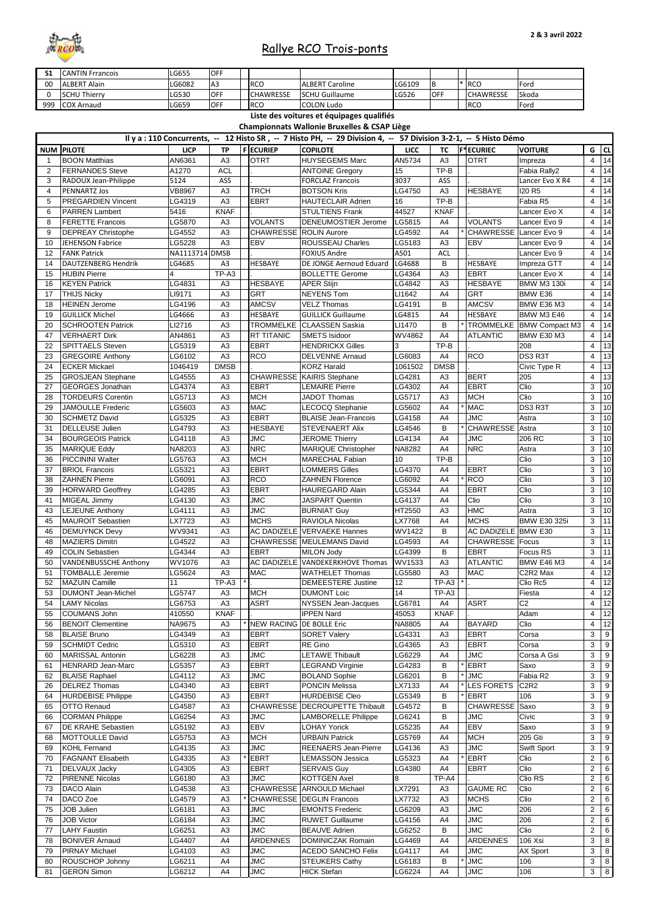# Rallye RCO Trois-ponts

2 & 3 avril 2022

| | | | | | | | | | | | |
|---|---|---|---|---|---|---|---|---|---|---|---|
| S1 | CANTIN Frrancois | LG655 | OFF | | | | | | | | |
| 00 | ALBERT Alain | LG6082 | A3 | | RCO | ALBERT Caroline | LG6109 | B | * | RCO | Ford |
| 0 | SCHU Thierry | LG530 | OFF | | CHAWRESSE | SCHU Guillaume | LG526 | OFF | | CHAWRESSE | Skoda |
| 999 | COX Arnaud | LG659 | OFF | | RCO | COLON Ludo | | | | RCO | Ford |

**Liste des voitures et équipages qualifiés**

**Championnats Wallonie Bruxelles & CSAP Liège**

**Il y a : 110 Concurrents, -- 12 Histo SR , -- 7 Histo PH, -- 29 Division 4, -- 57 Division 3-2-1, -- 5 Histo Démo**

| NUM | PILOTE | LICP | TP | F | ECURIEP | COPILOTE | LICC | TC | F* | ECURIEC | VOITURE | G | CL |
|---|---|---|---|---|---|---|---|---|---|---|---|---|---|
| 1 | BOON Matthias | AN6361 | A3 | | OTRT | HUYSEGEMS Marc | AN5734 | A3 | | OTRT | Impreza | 4 | 14 |
| 2 | FERNANDES Steve | A1270 | ACL | | . | ANTOINE Gregory | 15 | TP-B | | . | Fabia Rally2 | 4 | 14 |
| 3 | RADOUX Jean-Philippe | 5124 | ASS | | . | FORCLAZ Francois | 3037 | ASS | | . | Lancer Evo X R4 | 4 | 14 |
| 4 | PENNARTZ Jos | VB8967 | A3 | | TRCH | BOTSON Kris | LG4750 | A3 | | HESBAYE | I20 R5 | 4 | 14 |
| 5 | PREGARDIEN Vincent | LG4319 | A3 | | EBRT | HAUTECLAIR Adrien | 16 | TP-B | | . | Fabia R5 | 4 | 14 |
| 6 | PARREN Lambert | 5416 | KNAF | | . | STULTIENS Frank | 44527 | KNAF | | . | Lancer Evo X | 4 | 14 |
| 8 | FERETTE Francois | LG5870 | A3 | | VOLANTS | DENEUMOSTIER Jerome | LG5815 | A4 | | VOLANTS | Lancer Evo 9 | 4 | 14 |
| 9 | DEPREAY Christophe | LG4552 | A3 | | CHAWRESSE | ROLIN Aurore | LG4592 | A4 | * | CHAWRESSE | Lancer Evo 9 | 4 | 14 |
| 10 | JEHENSON Fabrice | LG5228 | A3 | | EBV | ROUSSEAU Charles | LG5183 | A3 | | EBV | Lancer Evo 9 | 4 | 14 |
| 12 | FANK Patrick | NA1113714 | DMSB | | . | FOXIUS Andre | A501 | ACL | | . | Lancer Evo 9 | 4 | 14 |
| 14 | DAUTZENBERG Hendrik | LG4685 | A3 | | HESBAYE | DE JONGE Aernoud Eduard | LG4688 | B | | HESBAYE | Impreza GTT | 4 | 14 |
| 15 | HUBIN Pierre | 4 | TP-A3 | | . | BOLLETTE Gerome | LG4364 | A3 | | EBRT | Lancer Evo X | 4 | 14 |
| 16 | KEYEN Patrick | LG4831 | A3 | | HESBAYE | APER Stijn | LG4842 | A3 | | HESBAYE | BMW M3 130i | 4 | 14 |
| 17 | THIJS Nicky | LI9171 | A3 | | GRT | NEYENS Tom | LI1642 | A4 | | GRT | BMW E36 | 4 | 14 |
| 18 | HEINEN Jerome | LG4196 | A3 | | AMCSV | VELZ Thomas | LG4191 | B | | AMCSV | BMW E36 M3 | 4 | 14 |
| 19 | GUILLICK Michel | LG4666 | A3 | | HESBAYE | GUILLICK Guillaume | LG4815 | A4 | | HESBAYE | BMW M3 E46 | 4 | 14 |
| 20 | SCHROOTEN Patrick | LI2716 | A3 | | TROMMELKE | CLAASSEN Saskia | LI1470 | B | * | TROMMELKE | BMW Compact M3 | 4 | 14 |
| 47 | VERHAERT Dirk | AN4861 | A3 | | RT TITANIC | SMETS Isidoor | WV4862 | A4 | | ATLANTIC | BMW E30 M3 | 4 | 14 |
| 22 | SPITTAELS Steven | LG5319 | A3 | | EBRT | HENDRICKX Gilles | 3 | TP-B | | . | 208 | 4 | 13 |
| 23 | GREGOIRE Anthony | LG6102 | A3 | | RCO | DELVENNE Arnaud | LG6083 | A4 | | RCO | DS3 R3T | 4 | 13 |
| 24 | ECKER Mickael | 1046419 | DMSB | | . | KORZ Harald | 1061502 | DMSB | | . | Civic Type R | 4 | 13 |
| 25 | GROSJEAN Stephane | LG4555 | A3 | | CHAWRESSE | KAIRIS Stephane | LG4281 | A3 | | BERT | 205 | 4 | 13 |
| 27 | GEORGES Jonathan | LG4374 | A3 | | EBRT | LEMAIRE Pierre | LG4302 | A4 | | EBRT | Clio | 3 | 10 |
| 28 | TORDEURS Corentin | LG5713 | A3 | | MCH | JADOT Thomas | LG5717 | A3 | | MCH | Clio | 3 | 10 |
| 29 | JAMOULLE Frederic | LG5603 | A3 | | MAC | LECOCQ Stephanie | LG5602 | A4 | * | MAC | DS3 R3T | 3 | 10 |
| 30 | SCHMETZ David | LG5325 | A3 | | EBRT | BLAISE Jean-Francois | LG4158 | A4 | | JMC | Astra | 3 | 10 |
| 31 | DELLEUSE Julien | LG4793 | A3 | | HESBAYE | STEVENAERT Alix | LG4546 | B | * | CHAWRESSE | Astra | 3 | 10 |
| 34 | BOURGEOIS Patrick | LG4118 | A3 | | JMC | JEROME Thierry | LG4134 | A4 | | JMC | 206 RC | 3 | 10 |
| 35 | MARIQUE Eddy | NA8203 | A3 | | NRC | MARIQUE Christopher | NA8282 | A4 | | NRC | Astra | 3 | 10 |
| 36 | PICCININI Walter | LG5763 | A3 | | MCH | MARECHAL Fabian | 10 | TP-B | | . | Clio | 3 | 10 |
| 37 | BRIOL Francois | LG5321 | A3 | | EBRT | LOMMERS Gilles | LG4370 | A4 | | EBRT | Clio | 3 | 10 |
| 38 | ZAHNEN Pierre | LG6091 | A3 | | RCO | ZAHNEN Florence | LG6092 | A4 | * | RCO | Clio | 3 | 10 |
| 39 | HORWARD Geoffrey | LG4285 | A3 | | EBRT | HAUREGARD Alain | LG5344 | A4 | | EBRT | Clio | 3 | 10 |
| 41 | MIGEAL Jimmy | LG4130 | A3 | | JMC | JASPART Quentin | LG4137 | A4 | | JMC | Clio | 3 | 10 |
| 43 | LEJEUNE Anthony | LG4111 | A3 | | JMC | BURNIAT Guy | HT2550 | A3 | | HMC | Astra | 3 | 10 |
| 45 | MAUROIT Sebastien | LX7723 | A3 | | MCHS | RAVIOLA Nicolas | LX7768 | A4 | | MCHS | BMW E30 325i | 3 | 11 |
| 46 | DEMUYNCK Devy | WV9341 | A3 | | AC DADIZELE | VERVAEKE Hannes | WV1422 | B | | AC DADIZELE | BMW E30 | 3 | 11 |
| 48 | MAZIERS Dimitri | LG4522 | A3 | | CHAWRESSE | MEULEMANS David | LG4593 | A4 | | CHAWRESSE | Focus | 3 | 11 |
| 49 | COLIN Sebastien | LG4344 | A3 | | EBRT | MILON Jody | LG4399 | B | | EBRT | Focus RS | 3 | 11 |
| 50 | VANDENBUSSCHE Anthony | WV1076 | A3 | | AC DADIZELE | VANDEKERKHOVE Thomas | WV1533 | A3 | | ATLANTIC | BMW E46 M3 | 4 | 14 |
| 51 | TOMBALLE Jeremie | LG5624 | A3 | | MAC | WATHELET Thomas | LG5580 | A3 | | MAC | C2R2 Max | 4 | 12 |
| 52 | MAZUIN Camille | 11 | TP-A3 | * | . | DEMEESTERE Justine | 12 | TP-A3 | * | . | Clio Rc5 | 4 | 12 |
| 53 | DUMONT Jean-Michel | LG5747 | A3 | | MCH | DUMONT Loic | 14 | TP-A3 | | . | Fiesta | 4 | 12 |
| 54 | LAMY Nicolas | LG6753 | A3 | | ASRT | NYSSEN Jean-Jacques | LG6781 | A4 | | ASRT | C2 | 4 | 12 |
| 55 | COUMANS John | 410550 | KNAF | | . | IPPEN Nard | 45053 | KNAF | | . | Adam | 4 | 12 |
| 56 | BENOIT Clementine | NA9675 | A3 | * | NEW RACING | DE BOLLE Eric | NA8805 | A4 | | BAYARD | Clio | 4 | 12 |
| 58 | BLAISE Bruno | LG4349 | A3 | | EBRT | SORET Valery | LG4331 | A3 | | EBRT | Corsa | 3 | 9 |
| 59 | SCHMIDT Cedric | LG5310 | A3 | | EBRT | RE Gino | LG4365 | A3 | | EBRT | Corsa | 3 | 9 |
| 60 | MARISSAL Antonin | LG6228 | A3 | | JMC | LETAWE Thibault | LG6229 | A4 | | JMC | Corsa A Gsi | 3 | 9 |
| 61 | HENRARD Jean-Marc | LG5357 | A3 | | EBRT | LEGRAND Virginie | LG4283 | B | * | EBRT | Saxo | 3 | 9 |
| 62 | BLAISE Raphael | LG4112 | A3 | | JMC | BOLAND Sophie | LG6201 | B | * | JMC | Fabia R2 | 3 | 9 |
| 26 | DELREZ Thomas | LG4340 | A3 | | EBRT | PONCIN Melissa | LX7133 | A4 | * | LES FORETS | C2R2 | 3 | 9 |
| 64 | HURDEBISE Philippe | LG4350 | A3 | | EBRT | HURDEBISE Cleo | LG5349 | B | * | EBRT | 106 | 3 | 9 |
| 65 | OTTO Renaud | LG4587 | A3 | | CHAWRESSE | DECROUPETTE Thibault | LG4572 | B | | CHAWRESSE | Saxo | 3 | 9 |
| 66 | CORMAN Philippe | LG6254 | A3 | | JMC | LAMBORELLE Philippe | LG6241 | B | | JMC | Civic | 3 | 9 |
| 67 | DE KRAHE Sebastien | LG5192 | A3 | | EBV | LOHAY Yorick | LG5235 | A4 | | EBV | Saxo | 3 | 9 |
| 68 | MOTTOULLE David | LG5753 | A3 | | MCH | URBAIN Patrick | LG5769 | A4 | | MCH | 205 Gti | 3 | 9 |
| 69 | KOHL Fernand | LG4135 | A3 | | JMC | REENAERS Jean-Pierre | LG4136 | A3 | | JMC | Swift Sport | 3 | 9 |
| 70 | FAGNANT Elisabeth | LG4335 | A3 | * | EBRT | LEMASSON Jessica | LG5323 | A4 | * | EBRT | Clio | 2 | 6 |
| 71 | DELVAUX Jacky | LG4305 | A3 | | EBRT | SERVAIS Guy | LG4380 | A4 | | EBRT | Clio | 2 | 6 |
| 72 | PIRENNE Nicolas | LG6180 | A3 | | JMC | KOTTGEN Axel | 8 | TP-A4 | | . | Clio RS | 2 | 6 |
| 73 | DACO Alain | LG4538 | A3 | | CHAWRESSE | ARNOULD Michael | LX7291 | A3 | | GAUME RC | Clio | 2 | 6 |
| 74 | DACO Zoe | LG4579 | A3 | * | CHAWRESSE | DEGLIN Francois | LX7732 | A3 | | MCHS | Clio | 2 | 6 |
| 75 | JOB Julien | LG6181 | A3 | | JMC | EMONTS Frederic | LG6209 | A3 | | JMC | 206 | 2 | 6 |
| 76 | JOB Victor | LG6184 | A3 | | JMC | RUWET Guillaume | LG4156 | A4 | | JMC | 206 | 2 | 6 |
| 77 | LAHY Faustin | LG6251 | A3 | | JMC | BEAUVE Adrien | LG6252 | B | | JMC | Clio | 2 | 6 |
| 78 | BONIVER Arnaud | LG4407 | A4 | | ARDENNES | DOMINICZAK Romain | LG4469 | A4 | | ARDENNES | 106 Xsi | 3 | 8 |
| 79 | PIRNAY Michael | LG4103 | A3 | | JMC | ACEDO SANCHO Felix | LG4117 | A4 | | JMC | AX Sport | 3 | 8 |
| 80 | ROUSCHOP Johnny | LG6211 | A4 | | JMC | STEUKERS Cathy | LG6183 | B | * | JMC | 106 | 3 | 8 |
| 81 | GERON Simon | LG6212 | A4 | | JMC | HICK Stefan | LG6224 | A4 | | JMC | 106 | 3 | 8 |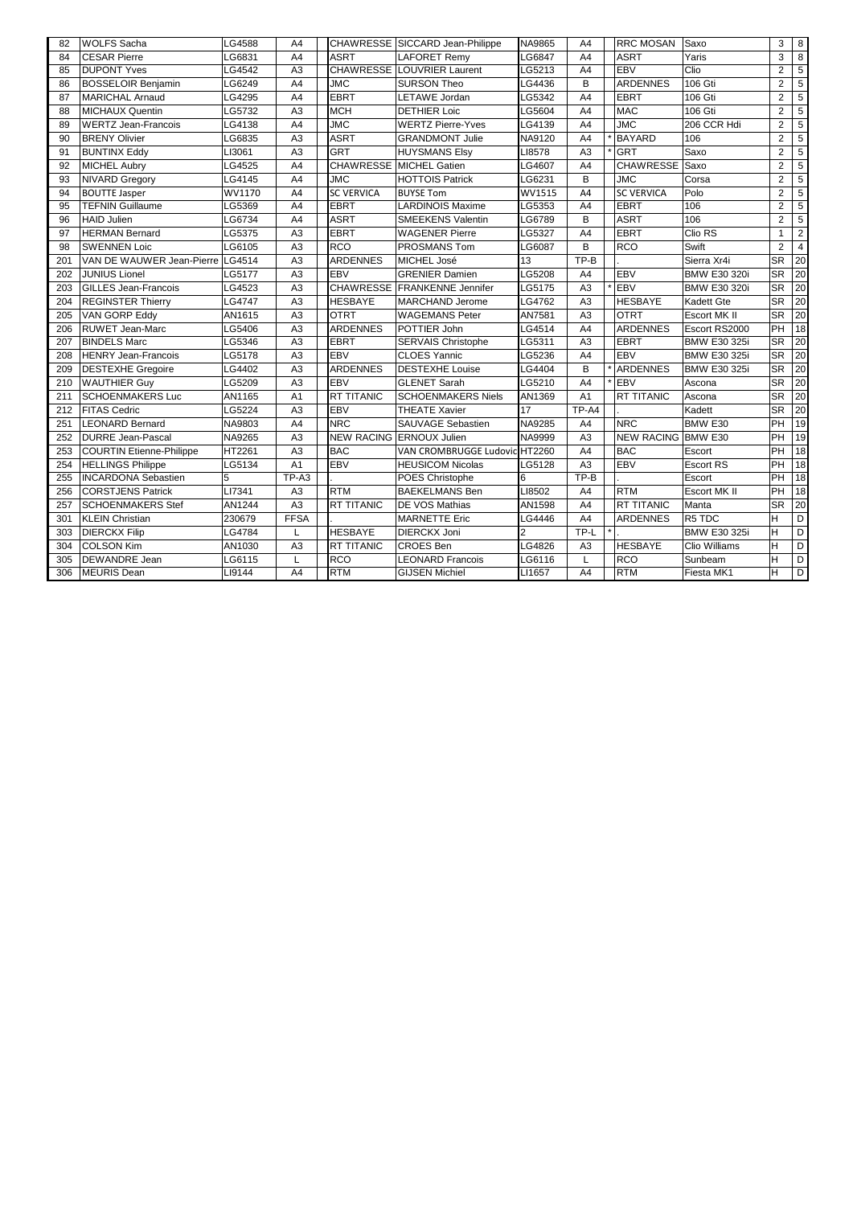| | | | | | | | | | | | | | | |
|---|---|---|---|---|---|---|---|---|---|---|---|---|---|---|
| 82 | WOLFS Sacha | LG4588 | A4 | | CHAWRESSE | SICCARD Jean-Philippe | NA9865 | A4 | | RRC MOSAN | Saxo | 3 | 8 |
| 84 | CESAR Pierre | LG6831 | A4 | | ASRT | LAFORET Remy | LG6847 | A4 | | ASRT | Yaris | 3 | 8 |
| 85 | DUPONT Yves | LG4542 | A3 | | CHAWRESSE | LOUVRIER Laurent | LG5213 | A4 | | EBV | Clio | 2 | 5 |
| 86 | BOSSELOIR Benjamin | LG6249 | A4 | | JMC | SURSON Theo | LG4436 | B | | ARDENNES | 106 Gti | 2 | 5 |
| 87 | MARICHAL Arnaud | LG4295 | A4 | | EBRT | LETAWE Jordan | LG5342 | A4 | | EBRT | 106 Gti | 2 | 5 |
| 88 | MICHAUX Quentin | LG5732 | A3 | | MCH | DETHIER Loic | LG5604 | A4 | | MAC | 106 Gti | 2 | 5 |
| 89 | WERTZ Jean-Francois | LG4138 | A4 | | JMC | WERTZ Pierre-Yves | LG4139 | A4 | | JMC | 206 CCR Hdi | 2 | 5 |
| 90 | BRENY Olivier | LG6835 | A3 | | ASRT | GRANDMONT Julie | NA9120 | A4 | * | BAYARD | 106 | 2 | 5 |
| 91 | BUNTINX Eddy | LI3061 | A3 | | GRT | HUYSMANS Elsy | LI8578 | A3 | * | GRT | Saxo | 2 | 5 |
| 92 | MICHEL Aubry | LG4525 | A4 | | CHAWRESSE | MICHEL Gatien | LG4607 | A4 | | CHAWRESSE | Saxo | 2 | 5 |
| 93 | NIVARD Gregory | LG4145 | A4 | | JMC | HOTTOIS Patrick | LG6231 | B | | JMC | Corsa | 2 | 5 |
| 94 | BOUTTE Jasper | WV1170 | A4 | | SC VERVICA | BUYSE Tom | WV1515 | A4 | | SC VERVICA | Polo | 2 | 5 |
| 95 | TEFNIN Guillaume | LG5369 | A4 | | EBRT | LARDINOIS Maxime | LG5353 | A4 | | EBRT | 106 | 2 | 5 |
| 96 | HAID Julien | LG6734 | A4 | | ASRT | SMEEKENS Valentin | LG6789 | B | | ASRT | 106 | 2 | 5 |
| 97 | HERMAN Bernard | LG5375 | A3 | | EBRT | WAGENER Pierre | LG5327 | A4 | | EBRT | Clio RS | 1 | 2 |
| 98 | SWENNEN Loic | LG6105 | A3 | | RCO | PROSMANS Tom | LG6087 | B | | RCO | Swift | 2 | 4 |
| 201 | VAN DE WAUWER Jean-Pierre | LG4514 | A3 | | ARDENNES | MICHEL José | 13 | TP-B | | . | Sierra Xr4i | SR | 20 |
| 202 | JUNIUS Lionel | LG5177 | A3 | | EBV | GRENIER Damien | LG5208 | A4 | | EBV | BMW E30 320i | SR | 20 |
| 203 | GILLES Jean-Francois | LG4523 | A3 | | CHAWRESSE | FRANKENNE Jennifer | LG5175 | A3 | * | EBV | BMW E30 320i | SR | 20 |
| 204 | REGINSTER Thierry | LG4747 | A3 | | HESBAYE | MARCHAND Jerome | LG4762 | A3 | | HESBAYE | Kadett Gte | SR | 20 |
| 205 | VAN GORP Eddy | AN1615 | A3 | | OTRT | WAGEMANS Peter | AN7581 | A3 | | OTRT | Escort MK II | SR | 20 |
| 206 | RUWET Jean-Marc | LG5406 | A3 | | ARDENNES | POTTIER John | LG4514 | A4 | | ARDENNES | Escort RS2000 | PH | 18 |
| 207 | BINDELS Marc | LG5346 | A3 | | EBRT | SERVAIS Christophe | LG5311 | A3 | | EBRT | BMW E30 325i | SR | 20 |
| 208 | HENRY Jean-Francois | LG5178 | A3 | | EBV | CLOES Yannic | LG5236 | A4 | | EBV | BMW E30 325i | SR | 20 |
| 209 | DESTEXHE Gregoire | LG4402 | A3 | | ARDENNES | DESTEXHE Louise | LG4404 | B | * | ARDENNES | BMW E30 325i | SR | 20 |
| 210 | WAUTHIER Guy | LG5209 | A3 | | EBV | GLENET Sarah | LG5210 | A4 | * | EBV | Ascona | SR | 20 |
| 211 | SCHOENMAKERS Luc | AN1165 | A1 | | RT TITANIC | SCHOENMAKERS Niels | AN1369 | A1 | | RT TITANIC | Ascona | SR | 20 |
| 212 | FITAS Cedric | LG5224 | A3 | | EBV | THEATE Xavier | 17 | TP-A4 | | . | Kadett | SR | 20 |
| 251 | LEONARD Bernard | NA9803 | A4 | | NRC | SAUVAGE Sebastien | NA9285 | A4 | | NRC | BMW E30 | PH | 19 |
| 252 | DURRE Jean-Pascal | NA9265 | A3 | | NEW RACING | ERNOUX Julien | NA9999 | A3 | | NEW RACING | BMW E30 | PH | 19 |
| 253 | COURTIN Etienne-Philippe | HT2261 | A3 | | BAC | VAN CROMBRUGGE Ludovic | HT2260 | A4 | | BAC | Escort | PH | 18 |
| 254 | HELLINGS Philippe | LG5134 | A1 | | EBV | HEUSICOM Nicolas | LG5128 | A3 | | EBV | Escort RS | PH | 18 |
| 255 | INCARDONA Sebastien | 5 | TP-A3 | | . | POES Christophe | 6 | TP-B | | . | Escort | PH | 18 |
| 256 | CORSTJENS Patrick | LI7341 | A3 | | RTM | BAEKELMANS Ben | LI8502 | A4 | | RTM | Escort MK II | PH | 18 |
| 257 | SCHOENMAKERS Stef | AN1244 | A3 | | RT TITANIC | DE VOS Mathias | AN1598 | A4 | | RT TITANIC | Manta | SR | 20 |
| 301 | KLEIN Christian | 230679 | FFSA | | . | MARNETTE Eric | LG4446 | A4 | | ARDENNES | R5 TDC | H | D |
| 303 | DIERCKX Filip | LG4784 | L | | HESBAYE | DIERCKX Joni | 2 | TP-L | * | . | BMW E30 325i | H | D |
| 304 | COLSON Kim | AN1030 | A3 | | RT TITANIC | CROES Ben | LG4826 | A3 | | HESBAYE | Clio Williams | H | D |
| 305 | DEWANDRE Jean | LG6115 | L | | RCO | LEONARD Francois | LG6116 | L | | RCO | Sunbeam | H | D |
| 306 | MEURIS Dean | LI9144 | A4 | | RTM | GIJSEN Michiel | LI1657 | A4 | | RTM | Fiesta MK1 | H | D |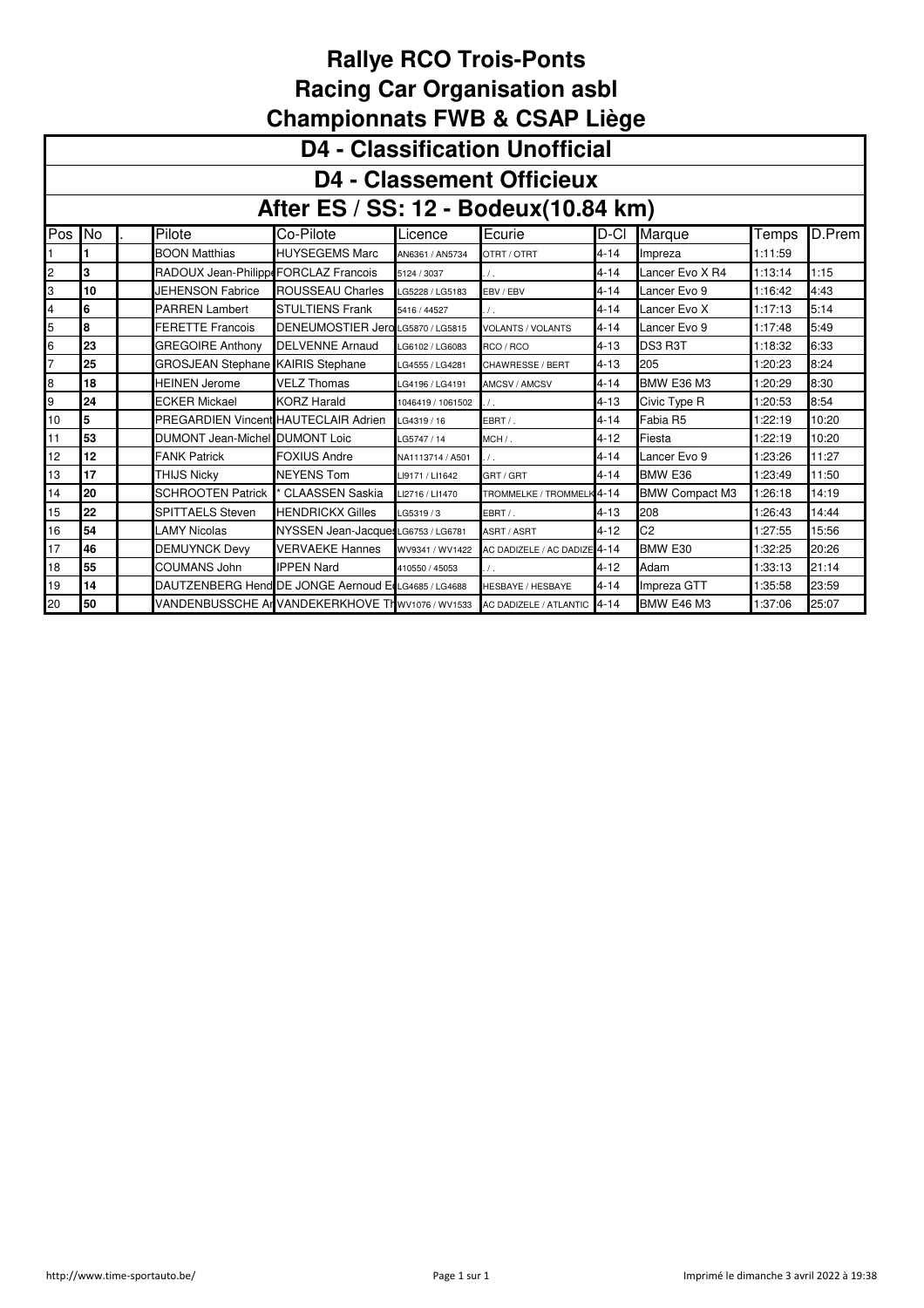# Rallye RCO Trois-Ponts
# Racing Car Organisation asbl
# Championnats FWB & CSAP Liège

## D4 - Classification Unofficial

## D4 - Classement Officieux

## After ES / SS: 12 - Bodeux(10.84 km)

| Pos | No | . | Pilote | Co-Pilote | Licence | Ecurie | D-Cl | Marque | Temps | D.Prem |
|---|---|---|---|---|---|---|---|---|---|---|
| 1 | **1** | | BOON Matthias | HUYSEGEMS Marc | AN6361 / AN5734 | OTRT / OTRT | 4-14 | Impreza | 1:11:59 | |
| 2 | **3** | | RADOUX Jean-Philippe | FORCLAZ Francois | 5124 / 3037 | . / . | 4-14 | Lancer Evo X R4 | 1:13:14 | 1:15 |
| 3 | **10** | | JEHENSON Fabrice | ROUSSEAU Charles | LG5228 / LG5183 | EBV / EBV | 4-14 | Lancer Evo 9 | 1:16:42 | 4:43 |
| 4 | **6** | | PARREN Lambert | STULTIENS Frank | 5416 / 44527 | . / . | 4-14 | Lancer Evo X | 1:17:13 | 5:14 |
| 5 | **8** | | FERETTE Francois | DENEUMOSTIER Jero | LG5870 / LG5815 | VOLANTS / VOLANTS | 4-14 | Lancer Evo 9 | 1:17:48 | 5:49 |
| 6 | **23** | | GREGOIRE Anthony | DELVENNE Arnaud | LG6102 / LG6083 | RCO / RCO | 4-13 | DS3 R3T | 1:18:32 | 6:33 |
| 7 | **25** | | GROSJEAN Stephane | KAIRIS Stephane | LG4555 / LG4281 | CHAWRESSE / BERT | 4-13 | 205 | 1:20:23 | 8:24 |
| 8 | **18** | | HEINEN Jerome | VELZ Thomas | LG4196 / LG4191 | AMCSV / AMCSV | 4-14 | BMW E36 M3 | 1:20:29 | 8:30 |
| 9 | **24** | | ECKER Mickael | KORZ Harald | 1046419 / 1061502 | . / . | 4-13 | Civic Type R | 1:20:53 | 8:54 |
| 10 | **5** | | PREGARDIEN Vincent | HAUTECLAIR Adrien | LG4319 / 16 | EBRT / . | 4-14 | Fabia R5 | 1:22:19 | 10:20 |
| 11 | **53** | | DUMONT Jean-Michel | DUMONT Loic | LG5747 / 14 | MCH / . | 4-12 | Fiesta | 1:22:19 | 10:20 |
| 12 | **12** | | FANK Patrick | FOXIUS Andre | NA1113714 / A501 | . / . | 4-14 | Lancer Evo 9 | 1:23:26 | 11:27 |
| 13 | **17** | | THIJS Nicky | NEYENS Tom | LI9171 / LI1642 | GRT / GRT | 4-14 | BMW E36 | 1:23:49 | 11:50 |
| 14 | **20** | | SCHROOTEN Patrick | * CLAASSEN Saskia | LI2716 / LI1470 | TROMMELKE / TROMMELK | 4-14 | BMW Compact M3 | 1:26:18 | 14:19 |
| 15 | **22** | | SPITTAELS Steven | HENDRICKX Gilles | LG5319 / 3 | EBRT / . | 4-13 | 208 | 1:26:43 | 14:44 |
| 16 | **54** | | LAMY Nicolas | NYSSEN Jean-Jacques | LG6753 / LG6781 | ASRT / ASRT | 4-12 | C2 | 1:27:55 | 15:56 |
| 17 | **46** | | DEMUYNCK Devy | VERVAEKE Hannes | WV9341 / WV1422 | AC DADIZELE / AC DADIZE | 4-14 | BMW E30 | 1:32:25 | 20:26 |
| 18 | **55** | | COUMANS John | IPPEN Nard | 410550 / 45053 | . / . | 4-12 | Adam | 1:33:13 | 21:14 |
| 19 | **14** | | DAUTZENBERG Hend | DE JONGE Aernoud E | LG4685 / LG4688 | HESBAYE / HESBAYE | 4-14 | Impreza GTT | 1:35:58 | 23:59 |
| 20 | **50** | | VANDENBUSSCHE Ar | VANDEKERKHOVE Th | WV1076 / WV1533 | AC DADIZELE / ATLANTIC | 4-14 | BMW E46 M3 | 1:37:06 | 25:07 |

http://www.time-sportauto.be/

Imprimé le dimanche 3 avril 2022 à 19:38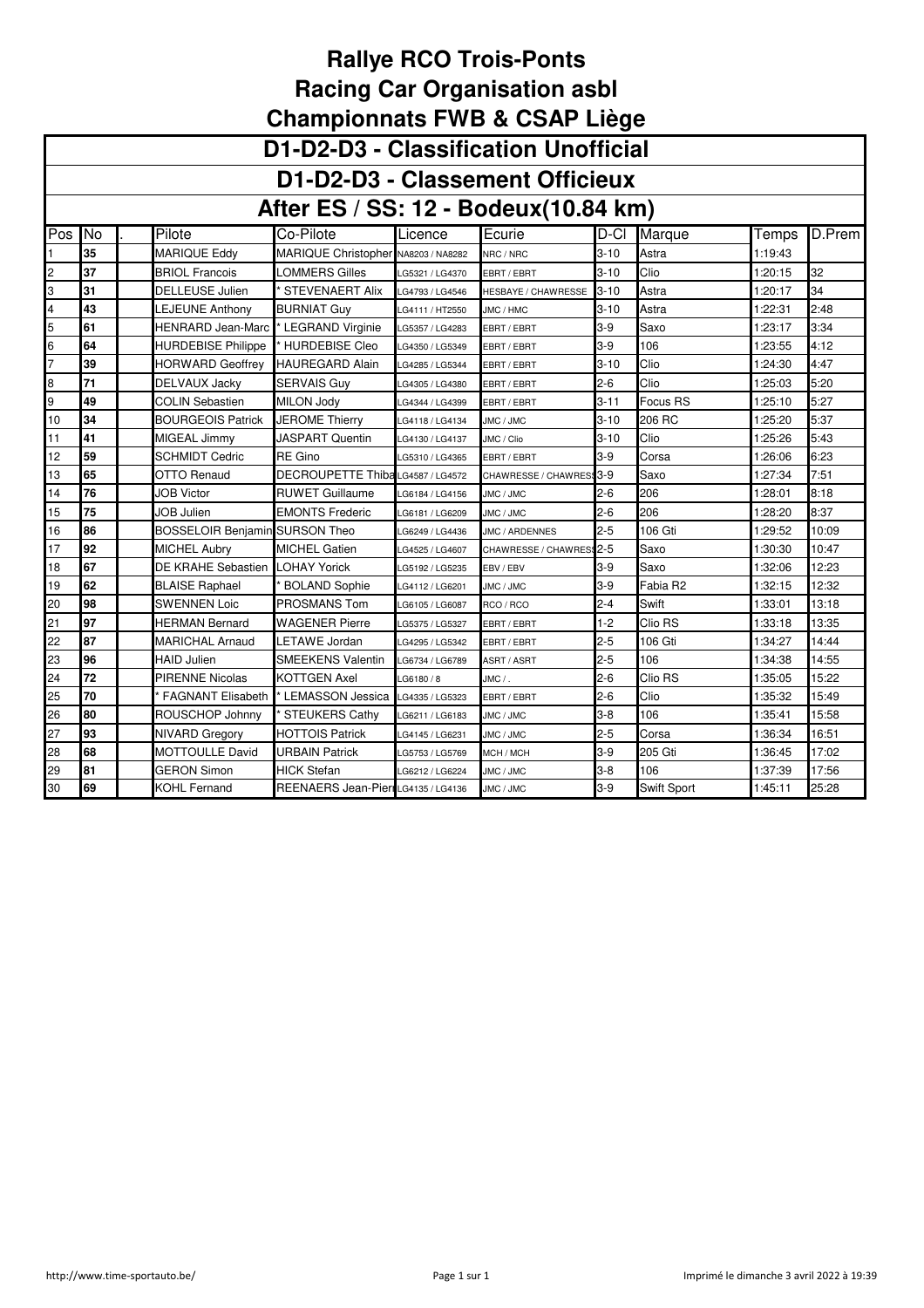# Rallye RCO Trois-Ponts

## Racing Car Organisation asbl

## Championnats FWB & CSAP Liège

### D1-D2-D3 - Classification Unofficial

### D1-D2-D3 - Classement Officieux

### After ES / SS: 12 - Bodeux(10.84 km)

| Pos | No | . | Pilote | Co-Pilote | Licence | Ecurie | D-Cl | Marque | Temps | D.Prem |
|---|---|---|---|---|---|---|---|---|---|---|
| 1 | **35** | | MARIQUE Eddy | MARIQUE Christopher | NA8203 / NA8282 | NRC / NRC | 3-10 | Astra | 1:19:43 | |
| 2 | **37** | | BRIOL Francois | LOMMERS Gilles | LG5321 / LG4370 | EBRT / EBRT | 3-10 | Clio | 1:20:15 | 32 |
| 3 | **31** | | DELLEUSE Julien | * STEVENAERT Alix | LG4793 / LG4546 | HESBAYE / CHAWRESSE | 3-10 | Astra | 1:20:17 | 34 |
| 4 | **43** | | LEJEUNE Anthony | BURNIAT Guy | LG4111 / HT2550 | JMC / HMC | 3-10 | Astra | 1:22:31 | 2:48 |
| 5 | **61** | | HENRARD Jean-Marc | * LEGRAND Virginie | LG5357 / LG4283 | EBRT / EBRT | 3-9 | Saxo | 1:23:17 | 3:34 |
| 6 | **64** | | HURDEBISE Philippe | * HURDEBISE Cleo | LG4350 / LG5349 | EBRT / EBRT | 3-9 | 106 | 1:23:55 | 4:12 |
| 7 | **39** | | HORWARD Geoffrey | HAUREGARD Alain | LG4285 / LG5344 | EBRT / EBRT | 3-10 | Clio | 1:24:30 | 4:47 |
| 8 | **71** | | DELVAUX Jacky | SERVAIS Guy | LG4305 / LG4380 | EBRT / EBRT | 2-6 | Clio | 1:25:03 | 5:20 |
| 9 | **49** | | COLIN Sebastien | MILON Jody | LG4344 / LG4399 | EBRT / EBRT | 3-11 | Focus RS | 1:25:10 | 5:27 |
| 10 | **34** | | BOURGEOIS Patrick | JEROME Thierry | LG4118 / LG4134 | JMC / JMC | 3-10 | 206 RC | 1:25:20 | 5:37 |
| 11 | **41** | | MIGEAL Jimmy | JASPART Quentin | LG4130 / LG4137 | JMC / Clio | 3-10 | Clio | 1:25:26 | 5:43 |
| 12 | **59** | | SCHMIDT Cedric | RE Gino | LG5310 / LG4365 | EBRT / EBRT | 3-9 | Corsa | 1:26:06 | 6:23 |
| 13 | **65** | | OTTO Renaud | DECROUPETTE Thiba | LG4587 / LG4572 | CHAWRESSE / CHAWRESS | 3-9 | Saxo | 1:27:34 | 7:51 |
| 14 | **76** | | JOB Victor | RUWET Guillaume | LG6184 / LG4156 | JMC / JMC | 2-6 | 206 | 1:28:01 | 8:18 |
| 15 | **75** | | JOB Julien | EMONTS Frederic | LG6181 / LG6209 | JMC / JMC | 2-6 | 206 | 1:28:20 | 8:37 |
| 16 | **86** | | BOSSELOIR Benjamin | SURSON Theo | LG6249 / LG4436 | JMC / ARDENNES | 2-5 | 106 Gti | 1:29:52 | 10:09 |
| 17 | **92** | | MICHEL Aubry | MICHEL Gatien | LG4525 / LG4607 | CHAWRESSE / CHAWRESS | 2-5 | Saxo | 1:30:30 | 10:47 |
| 18 | **67** | | DE KRAHE Sebastien | LOHAY Yorick | LG5192 / LG5235 | EBV / EBV | 3-9 | Saxo | 1:32:06 | 12:23 |
| 19 | **62** | | BLAISE Raphael | * BOLAND Sophie | LG4112 / LG6201 | JMC / JMC | 3-9 | Fabia R2 | 1:32:15 | 12:32 |
| 20 | **98** | | SWENNEN Loic | PROSMANS Tom | LG6105 / LG6087 | RCO / RCO | 2-4 | Swift | 1:33:01 | 13:18 |
| 21 | **97** | | HERMAN Bernard | WAGENER Pierre | LG5375 / LG5327 | EBRT / EBRT | 1-2 | Clio RS | 1:33:18 | 13:35 |
| 22 | **87** | | MARICHAL Arnaud | LETAWE Jordan | LG4295 / LG5342 | EBRT / EBRT | 2-5 | 106 Gti | 1:34:27 | 14:44 |
| 23 | **96** | | HAID Julien | SMEEKENS Valentin | LG6734 / LG6789 | ASRT / ASRT | 2-5 | 106 | 1:34:38 | 14:55 |
| 24 | **72** | | PIRENNE Nicolas | KOTTGEN Axel | LG6180 / 8 | JMC / . | 2-6 | Clio RS | 1:35:05 | 15:22 |
| 25 | **70** | | * FAGNANT Elisabeth | * LEMASSON Jessica | LG4335 / LG5323 | EBRT / EBRT | 2-6 | Clio | 1:35:32 | 15:49 |
| 26 | **80** | | ROUSCHOP Johnny | * STEUKERS Cathy | LG6211 / LG6183 | JMC / JMC | 3-8 | 106 | 1:35:41 | 15:58 |
| 27 | **93** | | NIVARD Gregory | HOTTOIS Patrick | LG4145 / LG6231 | JMC / JMC | 2-5 | Corsa | 1:36:34 | 16:51 |
| 28 | **68** | | MOTTOULLE David | URBAIN Patrick | LG5753 / LG5769 | MCH / MCH | 3-9 | 205 Gti | 1:36:45 | 17:02 |
| 29 | **81** | | GERON Simon | HICK Stefan | LG6212 / LG6224 | JMC / JMC | 3-8 | 106 | 1:37:39 | 17:56 |
| 30 | **69** | | KOHL Fernand | REENAERS Jean-Pierr | LG4135 / LG4136 | JMC / JMC | 3-9 | Swift Sport | 1:45:11 | 25:28 |

http://www.time-sportauto.be/ — Imprimé le dimanche 3 avril 2022 à 19:39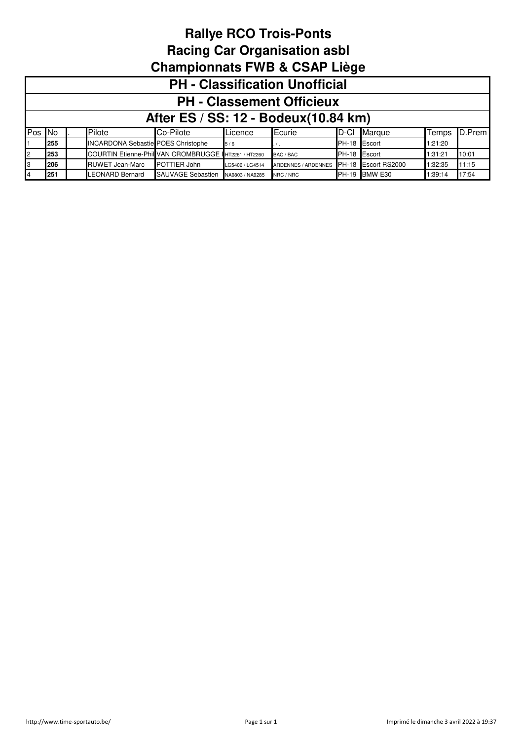# Rallye RCO Trois-Ponts
# Racing Car Organisation asbl
# Championnats FWB & CSAP Liège

## PH - Classification Unofficial
## PH - Classement Officieux
## After ES / SS: 12 - Bodeux(10.84 km)

| Pos | No | . | Pilote | Co-Pilote | Licence | Ecurie | D-Cl | Marque | Temps | D.Prem |
|---|---|---|---|---|---|---|---|---|---|---|
| 1 | **255** | | INCARDONA Sebastie | POES Christophe | 5 / 6 | . / . | PH-18 | Escort | 1:21:20 | |
| 2 | **253** | | COURTIN Etienne-Phil | VAN CROMBRUGGE l | HT2261 / HT2260 | BAC / BAC | PH-18 | Escort | 1:31:21 | 10:01 |
| 3 | **206** | | RUWET Jean-Marc | POTTIER John | LG5406 / LG4514 | ARDENNES / ARDENNES | PH-18 | Escort RS2000 | 1:32:35 | 11:15 |
| 4 | **251** | | LEONARD Bernard | SAUVAGE Sebastien | NA9803 / NA9285 | NRC / NRC | PH-19 | BMW E30 | 1:39:14 | 17:54 |

http://www.time-sportauto.be/

Imprimé le dimanche 3 avril 2022 à 19:37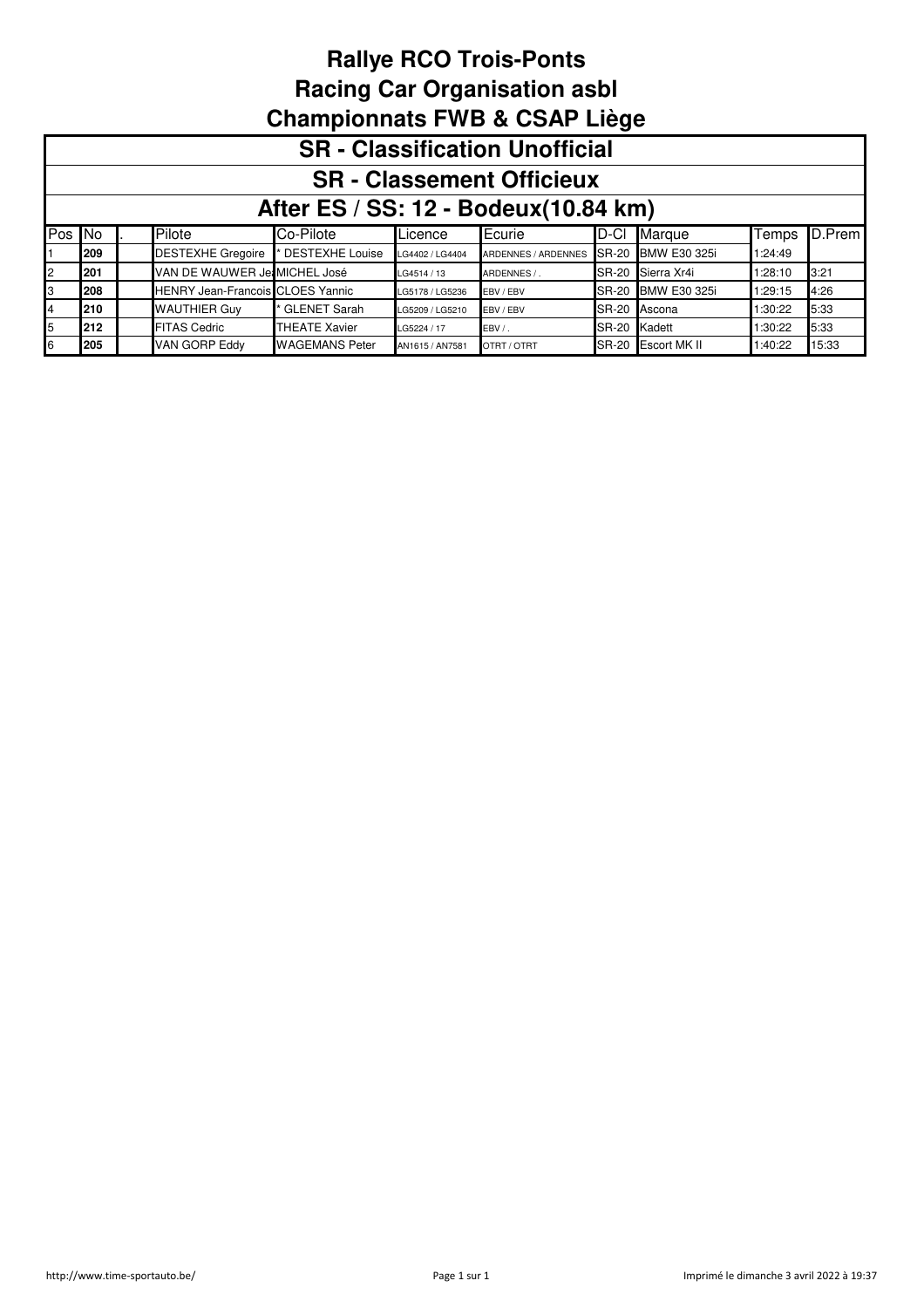# Rallye RCO Trois-Ponts

# Racing Car Organisation asbl

# Championnats FWB & CSAP Liège

## SR - Classification Unofficial

## SR - Classement Officieux

## After ES / SS: 12 - Bodeux(10.84 km)

| Pos | No | . | Pilote | Co-Pilote | Licence | Ecurie | D-Cl | Marque | Temps | D.Prem |
|---|---|---|---|---|---|---|---|---|---|---|
| 1 | **209** | | DESTEXHE Gregoire | * DESTEXHE Louise | LG4402 / LG4404 | ARDENNES / ARDENNES | SR-20 | BMW E30 325i | 1:24:49 | |
| 2 | **201** | | VAN DE WAUWER Je | MICHEL José | LG4514 / 13 | ARDENNES / . | SR-20 | Sierra Xr4i | 1:28:10 | 3:21 |
| 3 | **208** | | HENRY Jean-Francois | CLOES Yannic | LG5178 / LG5236 | EBV / EBV | SR-20 | BMW E30 325i | 1:29:15 | 4:26 |
| 4 | **210** | | WAUTHIER Guy | * GLENET Sarah | LG5209 / LG5210 | EBV / EBV | SR-20 | Ascona | 1:30:22 | 5:33 |
| 5 | **212** | | FITAS Cedric | THEATE Xavier | LG5224 / 17 | EBV / . | SR-20 | Kadett | 1:30:22 | 5:33 |
| 6 | **205** | | VAN GORP Eddy | WAGEMANS Peter | AN1615 / AN7581 | OTRT / OTRT | SR-20 | Escort MK II | 1:40:22 | 15:33 |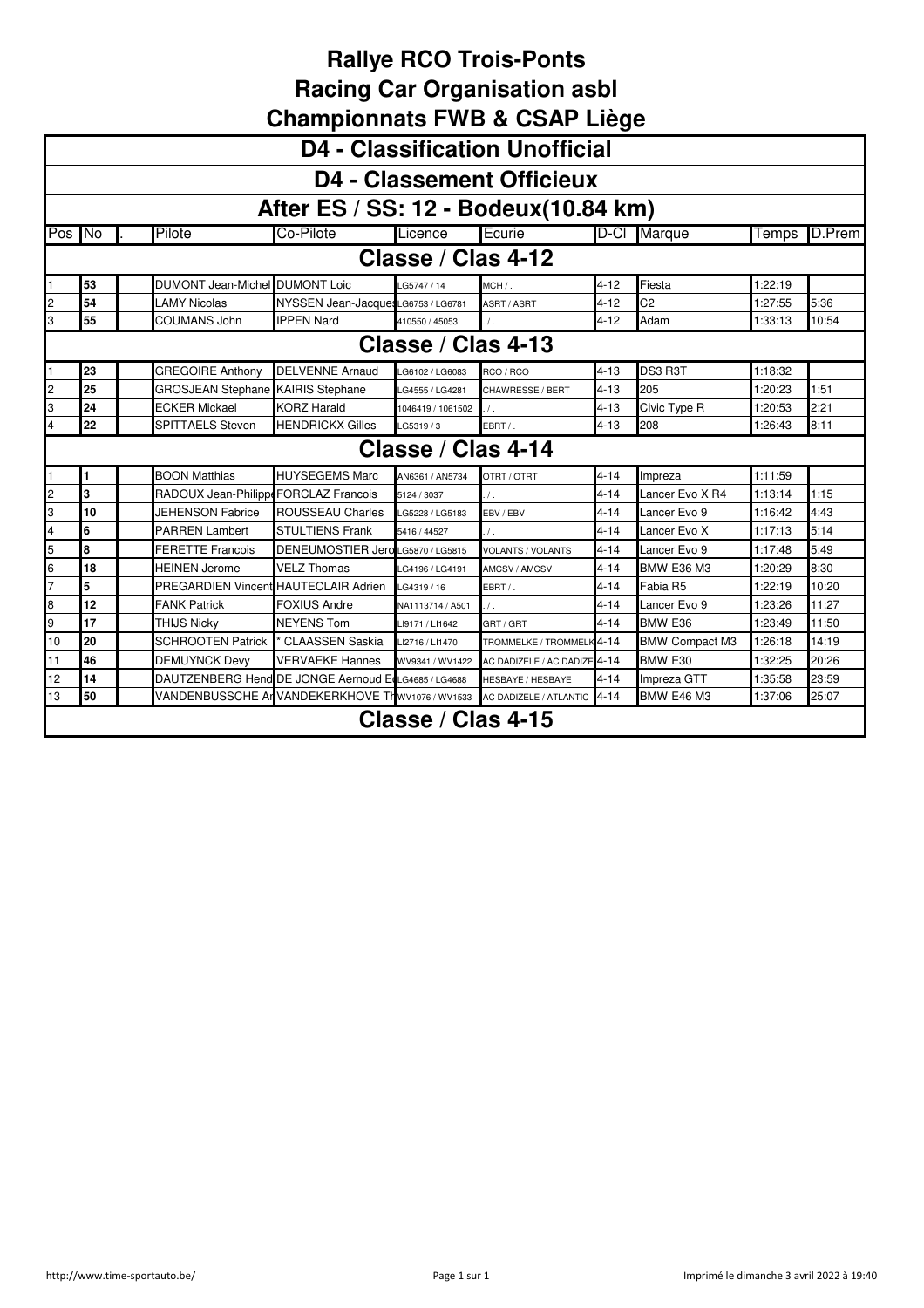# Rallye RCO Trois-Ponts

# Racing Car Organisation asbl

# Championnats FWB & CSAP Liège

| D4 - Classification Unofficial | | | | | | | | | | |
|---|---|---|---|---|---|---|---|---|---|---|
| **D4 - Classement Officieux** | | | | | | | | | | |
| **After ES / SS: 12 - Bodeux(10.84 km)** | | | | | | | | | | |
| Pos | No | . | Pilote | Co-Pilote | Licence | Ecurie | D-Cl | Marque | Temps | D.Prem |
| **Classe / Clas 4-12** | | | | | | | | | | |
| 1 | **53** | | DUMONT Jean-Michel | DUMONT Loic | LG5747 / 14 | MCH / . | 4-12 | Fiesta | 1:22:19 | |
| 2 | **54** | | LAMY Nicolas | NYSSEN Jean-Jacques | LG6753 / LG6781 | ASRT / ASRT | 4-12 | C2 | 1:27:55 | 5:36 |
| 3 | **55** | | COUMANS John | IPPEN Nard | 410550 / 45053 | . / . | 4-12 | Adam | 1:33:13 | 10:54 |
| **Classe / Clas 4-13** | | | | | | | | | | |
| 1 | **23** | | GREGOIRE Anthony | DELVENNE Arnaud | LG6102 / LG6083 | RCO / RCO | 4-13 | DS3 R3T | 1:18:32 | |
| 2 | **25** | | GROSJEAN Stephane | KAIRIS Stephane | LG4555 / LG4281 | CHAWRESSE / BERT | 4-13 | 205 | 1:20:23 | 1:51 |
| 3 | **24** | | ECKER Mickael | KORZ Harald | 1046419 / 1061502 | . / . | 4-13 | Civic Type R | 1:20:53 | 2:21 |
| 4 | **22** | | SPITTAELS Steven | HENDRICKX Gilles | LG5319 / 3 | EBRT / . | 4-13 | 208 | 1:26:43 | 8:11 |
| **Classe / Clas 4-14** | | | | | | | | | | |
| 1 | **1** | | BOON Matthias | HUYSEGEMS Marc | AN6361 / AN5734 | OTRT / OTRT | 4-14 | Impreza | 1:11:59 | |
| 2 | **3** | | RADOUX Jean-Philippe | FORCLAZ Francois | 5124 / 3037 | . / . | 4-14 | Lancer Evo X R4 | 1:13:14 | 1:15 |
| 3 | **10** | | JEHENSON Fabrice | ROUSSEAU Charles | LG5228 / LG5183 | EBV / EBV | 4-14 | Lancer Evo 9 | 1:16:42 | 4:43 |
| 4 | **6** | | PARREN Lambert | STULTIENS Frank | 5416 / 44527 | . / . | 4-14 | Lancer Evo X | 1:17:13 | 5:14 |
| 5 | **8** | | FERETTE Francois | DENEUMOSTIER Jero | LG5870 / LG5815 | VOLANTS / VOLANTS | 4-14 | Lancer Evo 9 | 1:17:48 | 5:49 |
| 6 | **18** | | HEINEN Jerome | VELZ Thomas | LG4196 / LG4191 | AMCSV / AMCSV | 4-14 | BMW E36 M3 | 1:20:29 | 8:30 |
| 7 | **5** | | PREGARDIEN Vincent | HAUTECLAIR Adrien | LG4319 / 16 | EBRT / . | 4-14 | Fabia R5 | 1:22:19 | 10:20 |
| 8 | **12** | | FANK Patrick | FOXIUS Andre | NA1113714 / A501 | . / . | 4-14 | Lancer Evo 9 | 1:23:26 | 11:27 |
| 9 | **17** | | THIJS Nicky | NEYENS Tom | LI9171 / LI1642 | GRT / GRT | 4-14 | BMW E36 | 1:23:49 | 11:50 |
| 10 | **20** | | SCHROOTEN Patrick | * CLAASSEN Saskia | LI2716 / LI1470 | TROMMELKE / TROMMELK | 4-14 | BMW Compact M3 | 1:26:18 | 14:19 |
| 11 | **46** | | DEMUYNCK Devy | VERVAEKE Hannes | WV9341 / WV1422 | AC DADIZELE / AC DADIZE | 4-14 | BMW E30 | 1:32:25 | 20:26 |
| 12 | **14** | | DAUTZENBERG Hend | DE JONGE Aernoud E | LG4685 / LG4688 | HESBAYE / HESBAYE | 4-14 | Impreza GTT | 1:35:58 | 23:59 |
| 13 | **50** | | VANDENBUSSCHE Ar | VANDEKERKHOVE Th | WV1076 / WV1533 | AC DADIZELE / ATLANTIC | 4-14 | BMW E46 M3 | 1:37:06 | 25:07 |
| **Classe / Clas 4-15** | | | | | | | | | | |

http://www.time-sportauto.be/

Imprimé le dimanche 3 avril 2022 à 19:40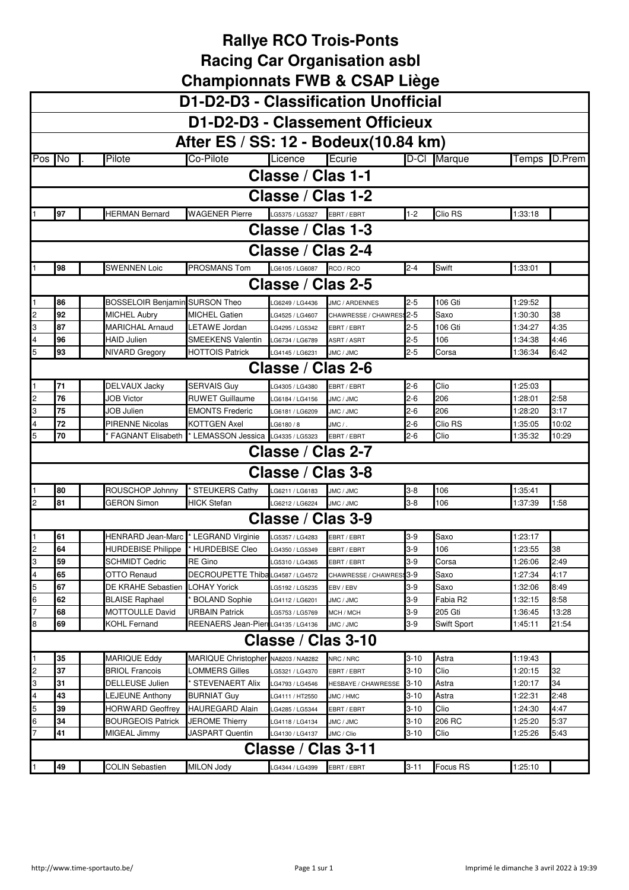# Rallye RCO Trois-Ponts

## Racing Car Organisation asbl

## Championnats FWB & CSAP Liège

### D1-D2-D3 - Classification Unofficial

### D1-D2-D3 - Classement Officieux

### After ES / SS: 12 - Bodeux(10.84 km)

| Pos | No | . | Pilote | Co-Pilote | Licence | Ecurie | D-Cl | Marque | Temps | D.Prem |
|---|---|---|---|---|---|---|---|---|---|---|
| **Classe / Clas 1-1** | | | | | | | | | | |
| **Classe / Clas 1-2** | | | | | | | | | | |
| 1 | 97 | | HERMAN Bernard | WAGENER Pierre | LG5375 / LG5327 | EBRT / EBRT | 1-2 | Clio RS | 1:33:18 | |
| **Classe / Clas 1-3** | | | | | | | | | | |
| **Classe / Clas 2-4** | | | | | | | | | | |
| 1 | 98 | | SWENNEN Loic | PROSMANS Tom | LG6105 / LG6087 | RCO / RCO | 2-4 | Swift | 1:33:01 | |
| **Classe / Clas 2-5** | | | | | | | | | | |
| 1 | 86 | | BOSSELOIR Benjamin | SURSON Theo | LG6249 / LG4436 | JMC / ARDENNES | 2-5 | 106 Gti | 1:29:52 | |
| 2 | 92 | | MICHEL Aubry | MICHEL Gatien | LG4525 / LG4607 | CHAWRESSE / CHAWRESS | 2-5 | Saxo | 1:30:30 | 38 |
| 3 | 87 | | MARICHAL Arnaud | LETAWE Jordan | LG4295 / LG5342 | EBRT / EBRT | 2-5 | 106 Gti | 1:34:27 | 4:35 |
| 4 | 96 | | HAID Julien | SMEEKENS Valentin | LG6734 / LG6789 | ASRT / ASRT | 2-5 | 106 | 1:34:38 | 4:46 |
| 5 | 93 | | NIVARD Gregory | HOTTOIS Patrick | LG4145 / LG6231 | JMC / JMC | 2-5 | Corsa | 1:36:34 | 6:42 |
| **Classe / Clas 2-6** | | | | | | | | | | |
| 1 | 71 | | DELVAUX Jacky | SERVAIS Guy | LG4305 / LG4380 | EBRT / EBRT | 2-6 | Clio | 1:25:03 | |
| 2 | 76 | | JOB Victor | RUWET Guillaume | LG6184 / LG4156 | JMC / JMC | 2-6 | 206 | 1:28:01 | 2:58 |
| 3 | 75 | | JOB Julien | EMONTS Frederic | LG6181 / LG6209 | JMC / JMC | 2-6 | 206 | 1:28:20 | 3:17 |
| 4 | 72 | | PIRENNE Nicolas | KOTTGEN Axel | LG6180 / 8 | JMC / . | 2-6 | Clio RS | 1:35:05 | 10:02 |
| 5 | 70 | | * FAGNANT Elisabeth | * LEMASSON Jessica | LG4335 / LG5323 | EBRT / EBRT | 2-6 | Clio | 1:35:32 | 10:29 |
| **Classe / Clas 2-7** | | | | | | | | | | |
| **Classe / Clas 3-8** | | | | | | | | | | |
| 1 | 80 | | ROUSCHOP Johnny | * STEUKERS Cathy | LG6211 / LG6183 | JMC / JMC | 3-8 | 106 | 1:35:41 | |
| 2 | 81 | | GERON Simon | HICK Stefan | LG6212 / LG6224 | JMC / JMC | 3-8 | 106 | 1:37:39 | 1:58 |
| **Classe / Clas 3-9** | | | | | | | | | | |
| 1 | 61 | | HENRARD Jean-Marc | * LEGRAND Virginie | LG5357 / LG4283 | EBRT / EBRT | 3-9 | Saxo | 1:23:17 | |
| 2 | 64 | | HURDEBISE Philippe | * HURDEBISE Cleo | LG4350 / LG5349 | EBRT / EBRT | 3-9 | 106 | 1:23:55 | 38 |
| 3 | 59 | | SCHMIDT Cedric | RE Gino | LG5310 / LG4365 | EBRT / EBRT | 3-9 | Corsa | 1:26:06 | 2:49 |
| 4 | 65 | | OTTO Renaud | DECROUPETTE Thiba | LG4587 / LG4572 | CHAWRESSE / CHAWRESS | 3-9 | Saxo | 1:27:34 | 4:17 |
| 5 | 67 | | DE KRAHE Sebastien | LOHAY Yorick | LG5192 / LG5235 | EBV / EBV | 3-9 | Saxo | 1:32:06 | 8:49 |
| 6 | 62 | | BLAISE Raphael | * BOLAND Sophie | LG4112 / LG6201 | JMC / JMC | 3-9 | Fabia R2 | 1:32:15 | 8:58 |
| 7 | 68 | | MOTTOULLE David | URBAIN Patrick | LG5753 / LG5769 | MCH / MCH | 3-9 | 205 Gti | 1:36:45 | 13:28 |
| 8 | 69 | | KOHL Fernand | REENAERS Jean-Pier | LG4135 / LG4136 | JMC / JMC | 3-9 | Swift Sport | 1:45:11 | 21:54 |
| **Classe / Clas 3-10** | | | | | | | | | | |
| 1 | 35 | | MARIQUE Eddy | MARIQUE Christopher | NA8203 / NA8282 | NRC / NRC | 3-10 | Astra | 1:19:43 | |
| 2 | 37 | | BRIOL Francois | LOMMERS Gilles | LG5321 / LG4370 | EBRT / EBRT | 3-10 | Clio | 1:20:15 | 32 |
| 3 | 31 | | DELLEUSE Julien | * STEVENAERT Alix | LG4793 / LG4546 | HESBAYE / CHAWRESSE | 3-10 | Astra | 1:20:17 | 34 |
| 4 | 43 | | LEJEUNE Anthony | BURNIAT Guy | LG4111 / HT2550 | JMC / HMC | 3-10 | Astra | 1:22:31 | 2:48 |
| 5 | 39 | | HORWARD Geoffrey | HAUREGARD Alain | LG4285 / LG5344 | EBRT / EBRT | 3-10 | Clio | 1:24:30 | 4:47 |
| 6 | 34 | | BOURGEOIS Patrick | JEROME Thierry | LG4118 / LG4134 | JMC / JMC | 3-10 | 206 RC | 1:25:20 | 5:37 |
| 7 | 41 | | MIGEAL Jimmy | JASPART Quentin | LG4130 / LG4137 | JMC / Clio | 3-10 | Clio | 1:25:26 | 5:43 |
| **Classe / Clas 3-11** | | | | | | | | | | |
| 1 | 49 | | COLIN Sebastien | MILON Jody | LG4344 / LG4399 | EBRT / EBRT | 3-11 | Focus RS | 1:25:10 | |

http://www.time-sportauto.be/ — Imprimé le dimanche 3 avril 2022 à 19:39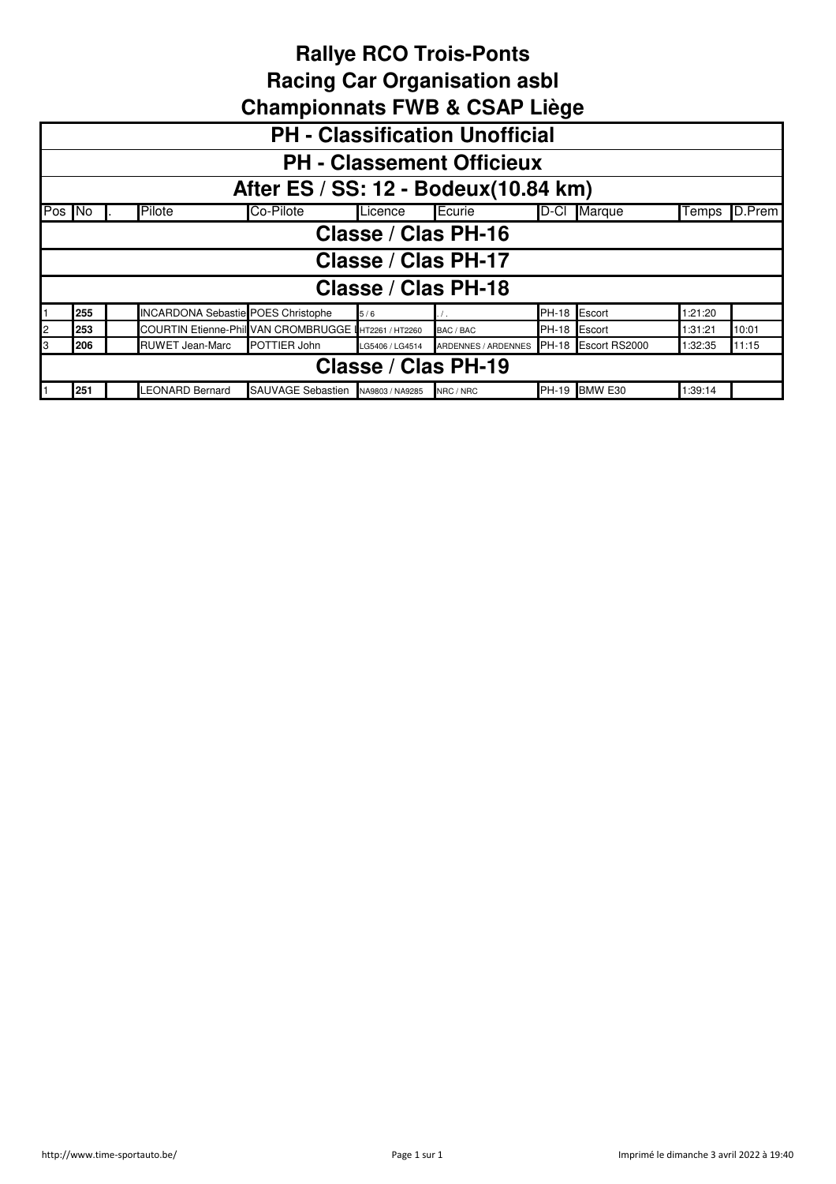# Rallye RCO Trois-Ponts
# Racing Car Organisation asbl
# Championnats FWB & CSAP Liège

## PH - Classification Unofficial
## PH - Classement Officieux
## After ES / SS: 12 - Bodeux(10.84 km)

| Pos | No | . | Pilote | Co-Pilote | Licence | Ecurie | D-Cl | Marque | Temps | D.Prem |
|---|---|---|---|---|---|---|---|---|---|---|
| **Classe / Clas PH-16** | | | | | | | | | | |
| **Classe / Clas PH-17** | | | | | | | | | | |
| **Classe / Clas PH-18** | | | | | | | | | | |
| 1 | **255** | | INCARDONA Sebastie | POES Christophe | 5 / 6 | . / . | PH-18 | Escort | 1:21:20 | |
| 2 | **253** | | COURTIN Etienne-Phil | VAN CROMBRUGGE I | HT2261 / HT2260 | BAC / BAC | PH-18 | Escort | 1:31:21 | 10:01 |
| 3 | **206** | | RUWET Jean-Marc | POTTIER John | LG5406 / LG4514 | ARDENNES / ARDENNES | PH-18 | Escort RS2000 | 1:32:35 | 11:15 |
| **Classe / Clas PH-19** | | | | | | | | | | |
| 1 | **251** | | LEONARD Bernard | SAUVAGE Sebastien | NA9803 / NA9285 | NRC / NRC | PH-19 | BMW E30 | 1:39:14 | |

http://www.time-sportauto.be/

Imprimé le dimanche 3 avril 2022 à 19:40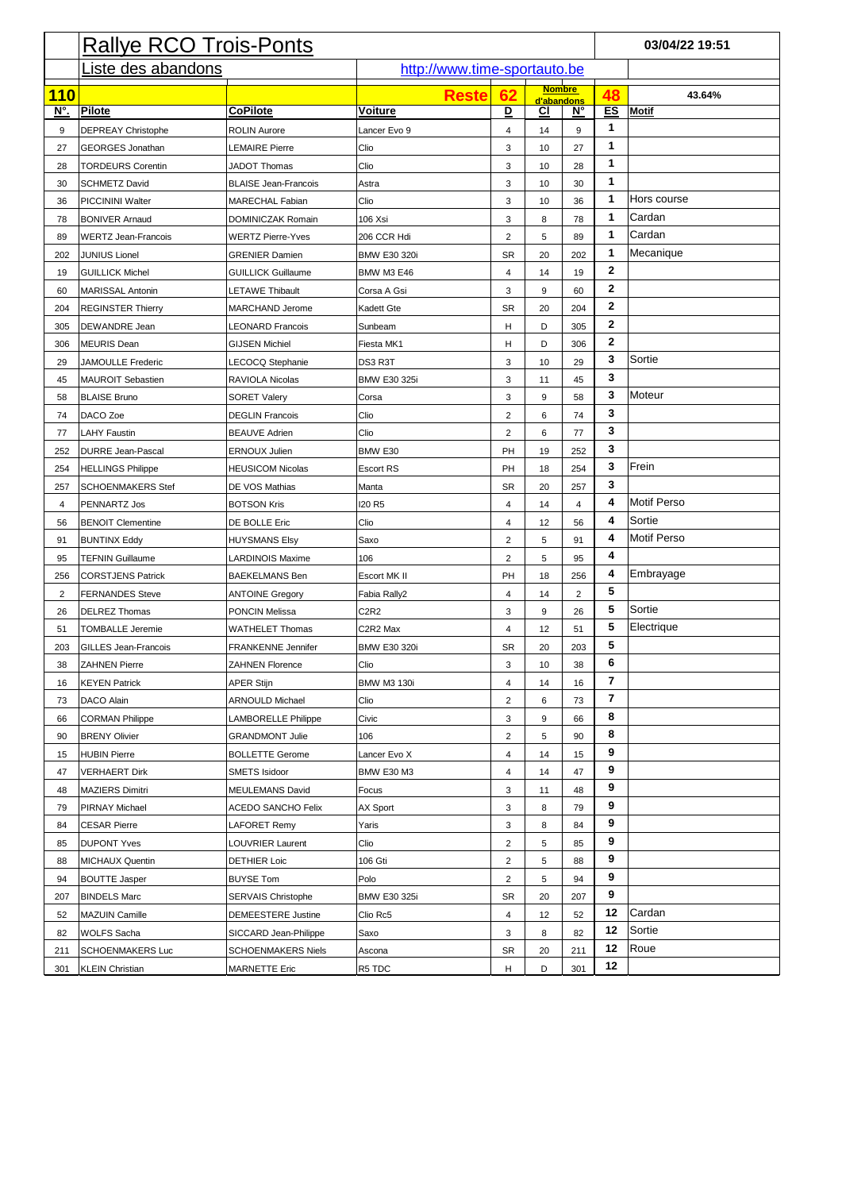# Rallye RCO Trois-Ponts

03/04/22 19:51

## Liste des abandons

http://www.time-sportauto.be

| 110 | | | Reste | 62 | Nombre d'abandons | | 48 | 43.64% |
|---|---|---|---|---|---|---|---|---|
| N°. | Pilote | CoPilote | Voiture | D | Cl | N° | ES | Motif |
| 9 | DEPREAY Christophe | ROLIN Aurore | Lancer Evo 9 | 4 | 14 | 9 | 1 | |
| 27 | GEORGES Jonathan | LEMAIRE Pierre | Clio | 3 | 10 | 27 | 1 | |
| 28 | TORDEURS Corentin | JADOT Thomas | Clio | 3 | 10 | 28 | 1 | |
| 30 | SCHMETZ David | BLAISE Jean-Francois | Astra | 3 | 10 | 30 | 1 | |
| 36 | PICCININI Walter | MARECHAL Fabian | Clio | 3 | 10 | 36 | 1 | Hors course |
| 78 | BONIVER Arnaud | DOMINICZAK Romain | 106 Xsi | 3 | 8 | 78 | 1 | Cardan |
| 89 | WERTZ Jean-Francois | WERTZ Pierre-Yves | 206 CCR Hdi | 2 | 5 | 89 | 1 | Cardan |
| 202 | JUNIUS Lionel | GRENIER Damien | BMW E30 320i | SR | 20 | 202 | 1 | Mecanique |
| 19 | GUILLICK Michel | GUILLICK Guillaume | BMW M3 E46 | 4 | 14 | 19 | 2 | |
| 60 | MARISSAL Antonin | LETAWE Thibault | Corsa A Gsi | 3 | 9 | 60 | 2 | |
| 204 | REGINSTER Thierry | MARCHAND Jerome | Kadett Gte | SR | 20 | 204 | 2 | |
| 305 | DEWANDRE Jean | LEONARD Francois | Sunbeam | H | D | 305 | 2 | |
| 306 | MEURIS Dean | GIJSEN Michiel | Fiesta MK1 | H | D | 306 | 2 | |
| 29 | JAMOULLE Frederic | LECOCQ Stephanie | DS3 R3T | 3 | 10 | 29 | 3 | Sortie |
| 45 | MAUROIT Sebastien | RAVIOLA Nicolas | BMW E30 325i | 3 | 11 | 45 | 3 | |
| 58 | BLAISE Bruno | SORET Valery | Corsa | 3 | 9 | 58 | 3 | Moteur |
| 74 | DACO Zoe | DEGLIN Francois | Clio | 2 | 6 | 74 | 3 | |
| 77 | LAHY Faustin | BEAUVE Adrien | Clio | 2 | 6 | 77 | 3 | |
| 252 | DURRE Jean-Pascal | ERNOUX Julien | BMW E30 | PH | 19 | 252 | 3 | |
| 254 | HELLINGS Philippe | HEUSICOM Nicolas | Escort RS | PH | 18 | 254 | 3 | Frein |
| 257 | SCHOENMAKERS Stef | DE VOS Mathias | Manta | SR | 20 | 257 | 3 | |
| 4 | PENNARTZ Jos | BOTSON Kris | I20 R5 | 4 | 14 | 4 | 4 | Motif Perso |
| 56 | BENOIT Clementine | DE BOLLE Eric | Clio | 4 | 12 | 56 | 4 | Sortie |
| 91 | BUNTINX Eddy | HUYSMANS Elsy | Saxo | 2 | 5 | 91 | 4 | Motif Perso |
| 95 | TEFNIN Guillaume | LARDINOIS Maxime | 106 | 2 | 5 | 95 | 4 | |
| 256 | CORSTJENS Patrick | BAEKELMANS Ben | Escort MK II | PH | 18 | 256 | 4 | Embrayage |
| 2 | FERNANDES Steve | ANTOINE Gregory | Fabia Rally2 | 4 | 14 | 2 | 5 | |
| 26 | DELREZ Thomas | PONCIN Melissa | C2R2 | 3 | 9 | 26 | 5 | Sortie |
| 51 | TOMBALLE Jeremie | WATHELET Thomas | C2R2 Max | 4 | 12 | 51 | 5 | Electrique |
| 203 | GILLES Jean-Francois | FRANKENNE Jennifer | BMW E30 320i | SR | 20 | 203 | 5 | |
| 38 | ZAHNEN Pierre | ZAHNEN Florence | Clio | 3 | 10 | 38 | 6 | |
| 16 | KEYEN Patrick | APER Stijn | BMW M3 130i | 4 | 14 | 16 | 7 | |
| 73 | DACO Alain | ARNOULD Michael | Clio | 2 | 6 | 73 | 7 | |
| 66 | CORMAN Philippe | LAMBORELLE Philippe | Civic | 3 | 9 | 66 | 8 | |
| 90 | BRENY Olivier | GRANDMONT Julie | 106 | 2 | 5 | 90 | 8 | |
| 15 | HUBIN Pierre | BOLLETTE Gerome | Lancer Evo X | 4 | 14 | 15 | 9 | |
| 47 | VERHAERT Dirk | SMETS Isidoor | BMW E30 M3 | 4 | 14 | 47 | 9 | |
| 48 | MAZIERS Dimitri | MEULEMANS David | Focus | 3 | 11 | 48 | 9 | |
| 79 | PIRNAY Michael | ACEDO SANCHO Felix | AX Sport | 3 | 8 | 79 | 9 | |
| 84 | CESAR Pierre | LAFORET Remy | Yaris | 3 | 8 | 84 | 9 | |
| 85 | DUPONT Yves | LOUVRIER Laurent | Clio | 2 | 5 | 85 | 9 | |
| 88 | MICHAUX Quentin | DETHIER Loic | 106 Gti | 2 | 5 | 88 | 9 | |
| 94 | BOUTTE Jasper | BUYSE Tom | Polo | 2 | 5 | 94 | 9 | |
| 207 | BINDELS Marc | SERVAIS Christophe | BMW E30 325i | SR | 20 | 207 | 9 | |
| 52 | MAZUIN Camille | DEMEESTERE Justine | Clio Rc5 | 4 | 12 | 52 | 12 | Cardan |
| 82 | WOLFS Sacha | SICCARD Jean-Philippe | Saxo | 3 | 8 | 82 | 12 | Sortie |
| 211 | SCHOENMAKERS Luc | SCHOENMAKERS Niels | Ascona | SR | 20 | 211 | 12 | Roue |
| 301 | KLEIN Christian | MARNETTE Eric | R5 TDC | H | D | 301 | 12 | |